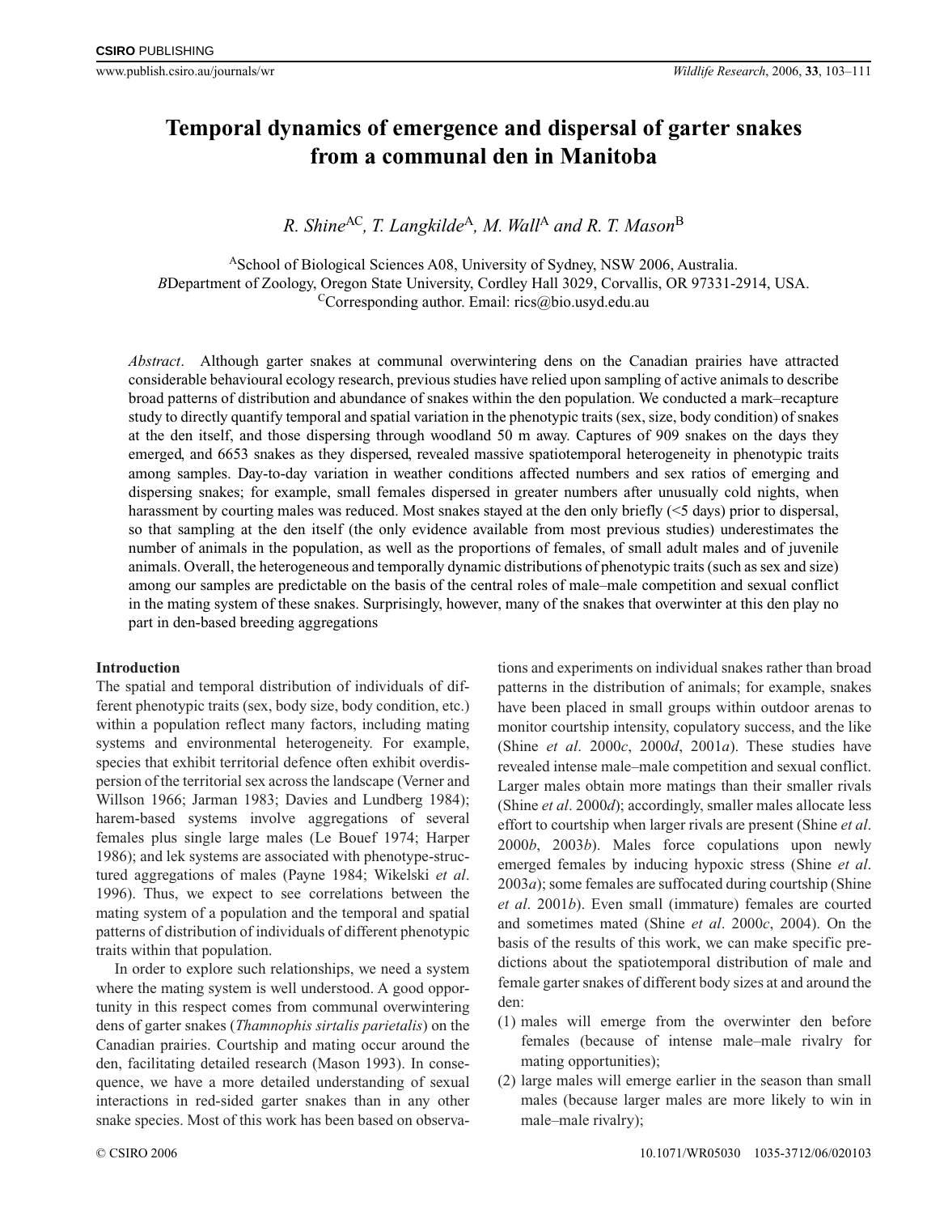# Temporal dynamics of emergence and dispersal of garter snakes from a communal den in Manitoba

*R. Shine*[A,C], *T. Langkilde*[A], *M. Wall*[A] *and R. T. Mason*[B]

[A]School of Biological Sciences A08, University of Sydney, NSW 2006, Australia.
[B]Department of Zoology, Oregon State University, Cordley Hall 3029, Corvallis, OR 97331-2914, USA.
[C]Corresponding author. Email: rics@bio.usyd.edu.au

*Abstract*. Although garter snakes at communal overwintering dens on the Canadian prairies have attracted considerable behavioural ecology research, previous studies have relied upon sampling of active animals to describe broad patterns of distribution and abundance of snakes within the den population. We conducted a mark–recapture study to directly quantify temporal and spatial variation in the phenotypic traits (sex, size, body condition) of snakes at the den itself, and those dispersing through woodland 50 m away. Captures of 909 snakes on the days they emerged, and 6653 snakes as they dispersed, revealed massive spatiotemporal heterogeneity in phenotypic traits among samples. Day-to-day variation in weather conditions affected numbers and sex ratios of emerging and dispersing snakes; for example, small females dispersed in greater numbers after unusually cold nights, when harassment by courting males was reduced. Most snakes stayed at the den only briefly (<5 days) prior to dispersal, so that sampling at the den itself (the only evidence available from most previous studies) underestimates the number of animals in the population, as well as the proportions of females, of small adult males and of juvenile animals. Overall, the heterogeneous and temporally dynamic distributions of phenotypic traits (such as sex and size) among our samples are predictable on the basis of the central roles of male–male competition and sexual conflict in the mating system of these snakes. Surprisingly, however, many of the snakes that overwinter at this den play no part in den-based breeding aggregations

## Introduction

The spatial and temporal distribution of individuals of different phenotypic traits (sex, body size, body condition, etc.) within a population reflect many factors, including mating systems and environmental heterogeneity. For example, species that exhibit territorial defence often exhibit overdispersion of the territorial sex across the landscape (Verner and Willson 1966; Jarman 1983; Davies and Lundberg 1984); harem-based systems involve aggregations of several females plus single large males (Le Bouef 1974; Harper 1986); and lek systems are associated with phenotype-structured aggregations of males (Payne 1984; Wikelski *et al*. 1996). Thus, we expect to see correlations between the mating system of a population and the temporal and spatial patterns of distribution of individuals of different phenotypic traits within that population.

In order to explore such relationships, we need a system where the mating system is well understood. A good opportunity in this respect comes from communal overwintering dens of garter snakes (*Thamnophis sirtalis parietalis*) on the Canadian prairies. Courtship and mating occur around the den, facilitating detailed research (Mason 1993). In consequence, we have a more detailed understanding of sexual interactions in red-sided garter snakes than in any other snake species. Most of this work has been based on observations and experiments on individual snakes rather than broad patterns in the distribution of animals; for example, snakes have been placed in small groups within outdoor arenas to monitor courtship intensity, copulatory success, and the like (Shine *et al*. 2000*c*, 2000*d*, 2001*a*). These studies have revealed intense male–male competition and sexual conflict. Larger males obtain more matings than their smaller rivals (Shine *et al*. 2000*d*); accordingly, smaller males allocate less effort to courtship when larger rivals are present (Shine *et al*. 2000*b*, 2003*b*). Males force copulations upon newly emerged females by inducing hypoxic stress (Shine *et al*. 2003*a*); some females are suffocated during courtship (Shine *et al*. 2001*b*). Even small (immature) females are courted and sometimes mated (Shine *et al*. 2000*c*, 2004). On the basis of the results of this work, we can make specific predictions about the spatiotemporal distribution of male and female garter snakes of different body sizes at and around the den:

(1) males will emerge from the overwinter den before females (because of intense male–male rivalry for mating opportunities);
(2) large males will emerge earlier in the season than small males (because larger males are more likely to win in male–male rivalry);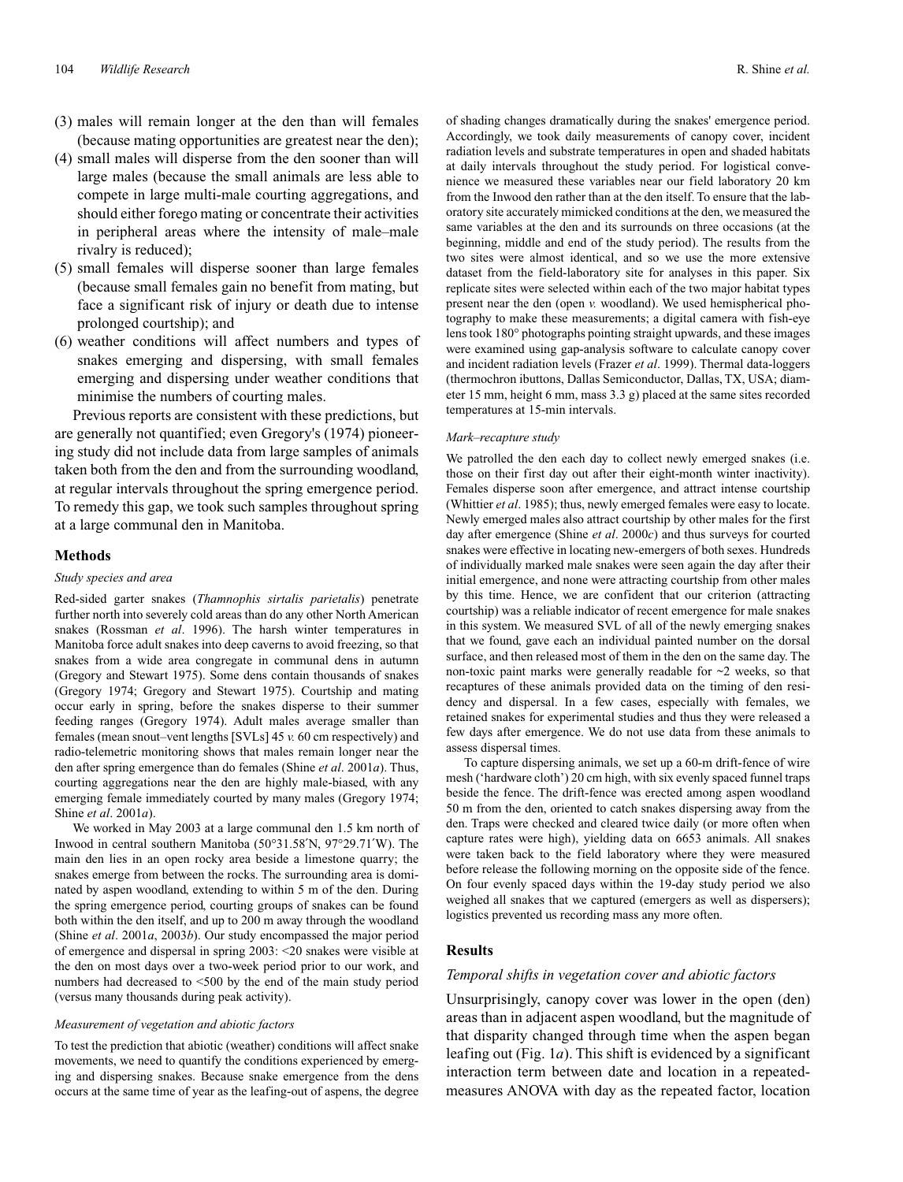(3) males will remain longer at the den than will females (because mating opportunities are greatest near the den);
(4) small males will disperse from the den sooner than will large males (because the small animals are less able to compete in large multi-male courting aggregations, and should either forego mating or concentrate their activities in peripheral areas where the intensity of male–male rivalry is reduced);
(5) small females will disperse sooner than large females (because small females gain no benefit from mating, but face a significant risk of injury or death due to intense prolonged courtship); and
(6) weather conditions will affect numbers and types of snakes emerging and dispersing, with small females emerging and dispersing under weather conditions that minimise the numbers of courting males.

Previous reports are consistent with these predictions, but are generally not quantified; even Gregory's (1974) pioneering study did not include data from large samples of animals taken both from the den and from the surrounding woodland, at regular intervals throughout the spring emergence period. To remedy this gap, we took such samples throughout spring at a large communal den in Manitoba.

## Methods

### *Study species and area*

Red-sided garter snakes (*Thamnophis sirtalis parietalis*) penetrate further north into severely cold areas than do any other North American snakes (Rossman *et al*. 1996). The harsh winter temperatures in Manitoba force adult snakes into deep caverns to avoid freezing, so that snakes from a wide area congregate in communal dens in autumn (Gregory and Stewart 1975). Some dens contain thousands of snakes (Gregory 1974; Gregory and Stewart 1975). Courtship and mating occur early in spring, before the snakes disperse to their summer feeding ranges (Gregory 1974). Adult males average smaller than females (mean snout–vent lengths [SVLs] 45 *v.* 60 cm respectively) and radio-telemetric monitoring shows that males remain longer near the den after spring emergence than do females (Shine *et al*. 2001*a*). Thus, courting aggregations near the den are highly male-biased, with any emerging female immediately courted by many males (Gregory 1974; Shine *et al*. 2001*a*).

We worked in May 2003 at a large communal den 1.5 km north of Inwood in central southern Manitoba (50°31.58′N, 97°29.71′W). The main den lies in an open rocky area beside a limestone quarry; the snakes emerge from between the rocks. The surrounding area is dominated by aspen woodland, extending to within 5 m of the den. During the spring emergence period, courting groups of snakes can be found both within the den itself, and up to 200 m away through the woodland (Shine *et al*. 2001*a*, 2003*b*). Our study encompassed the major period of emergence and dispersal in spring 2003: <20 snakes were visible at the den on most days over a two-week period prior to our work, and numbers had decreased to <500 by the end of the main study period (versus many thousands during peak activity).

### *Measurement of vegetation and abiotic factors*

To test the prediction that abiotic (weather) conditions will affect snake movements, we need to quantify the conditions experienced by emerging and dispersing snakes. Because snake emergence from the dens occurs at the same time of year as the leafing-out of aspens, the degree of shading changes dramatically during the snakes' emergence period. Accordingly, we took daily measurements of canopy cover, incident radiation levels and substrate temperatures in open and shaded habitats at daily intervals throughout the study period. For logistical convenience we measured these variables near our field laboratory 20 km from the Inwood den rather than at the den itself. To ensure that the laboratory site accurately mimicked conditions at the den, we measured the same variables at the den and its surrounds on three occasions (at the beginning, middle and end of the study period). The results from the two sites were almost identical, and so we use the more extensive dataset from the field-laboratory site for analyses in this paper. Six replicate sites were selected within each of the two major habitat types present near the den (open *v.* woodland). We used hemispherical photography to make these measurements; a digital camera with fish-eye lens took 180° photographs pointing straight upwards, and these images were examined using gap-analysis software to calculate canopy cover and incident radiation levels (Frazer *et al*. 1999). Thermal data-loggers (thermochron ibuttons, Dallas Semiconductor, Dallas, TX, USA; diameter 15 mm, height 6 mm, mass 3.3 g) placed at the same sites recorded temperatures at 15-min intervals.

### *Mark–recapture study*

We patrolled the den each day to collect newly emerged snakes (i.e. those on their first day out after their eight-month winter inactivity). Females disperse soon after emergence, and attract intense courtship (Whittier *et al*. 1985); thus, newly emerged females were easy to locate. Newly emerged males also attract courtship by other males for the first day after emergence (Shine *et al*. 2000*c*) and thus surveys for courted snakes were effective in locating new-emergers of both sexes. Hundreds of individually marked male snakes were seen again the day after their initial emergence, and none were attracting courtship from other males by this time. Hence, we are confident that our criterion (attracting courtship) was a reliable indicator of recent emergence for male snakes in this system. We measured SVL of all of the newly emerging snakes that we found, gave each an individual painted number on the dorsal surface, and then released most of them in the den on the same day. The non-toxic paint marks were generally readable for ~2 weeks, so that recaptures of these animals provided data on the timing of den residency and dispersal. In a few cases, especially with females, we retained snakes for experimental studies and thus they were released a few days after emergence. We do not use data from these animals to assess dispersal times.

To capture dispersing animals, we set up a 60-m drift-fence of wire mesh ('hardware cloth') 20 cm high, with six evenly spaced funnel traps beside the fence. The drift-fence was erected among aspen woodland 50 m from the den, oriented to catch snakes dispersing away from the den. Traps were checked and cleared twice daily (or more often when capture rates were high), yielding data on 6653 animals. All snakes were taken back to the field laboratory where they were measured before release the following morning on the opposite side of the fence. On four evenly spaced days within the 19-day study period we also weighed all snakes that we captured (emergers as well as dispersers); logistics prevented us recording mass any more often.

## Results

### *Temporal shifts in vegetation cover and abiotic factors*

Unsurprisingly, canopy cover was lower in the open (den) areas than in adjacent aspen woodland, but the magnitude of that disparity changed through time when the aspen began leafing out (Fig. 1*a*). This shift is evidenced by a significant interaction term between date and location in a repeated-measures ANOVA with day as the repeated factor, location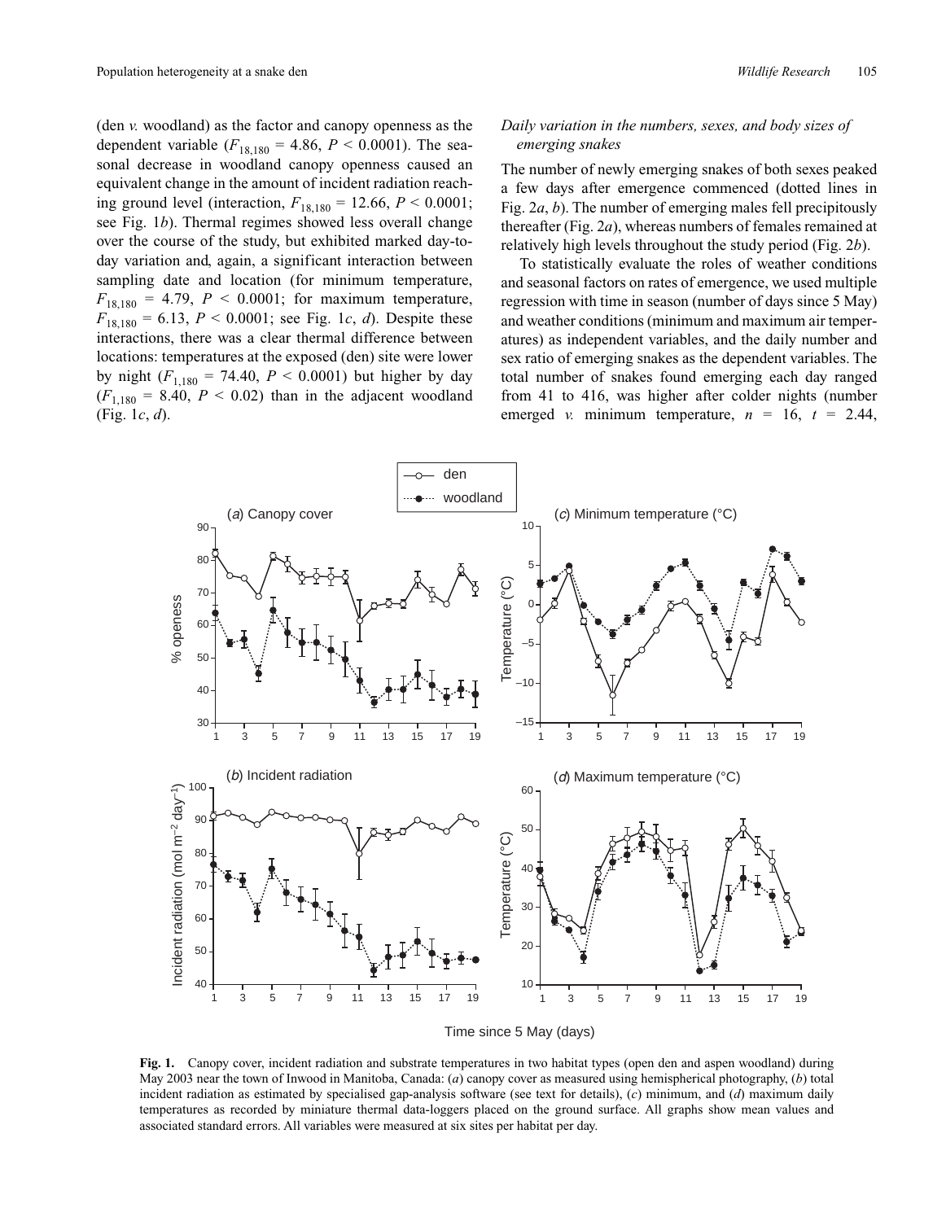(den *v.* woodland) as the factor and canopy openness as the dependent variable ($F_{18,180}$ = 4.86, $P$ < 0.0001). The seasonal decrease in woodland canopy openness caused an equivalent change in the amount of incident radiation reaching ground level (interaction, $F_{18,180}$ = 12.66, $P$ < 0.0001; see Fig. 1*b*). Thermal regimes showed less overall change over the course of the study, but exhibited marked day-to-day variation and, again, a significant interaction between sampling date and location (for minimum temperature, $F_{18,180}$ = 4.79, $P$ < 0.0001; for maximum temperature, $F_{18,180}$ = 6.13, $P$ < 0.0001; see Fig. 1*c*, *d*). Despite these interactions, there was a clear thermal difference between locations: temperatures at the exposed (den) site were lower by night ($F_{1,180}$ = 74.40, $P$ < 0.0001) but higher by day ($F_{1,180}$ = 8.40, $P$ < 0.02) than in the adjacent woodland (Fig. 1*c*, *d*).

### *Daily variation in the numbers, sexes, and body sizes of emerging snakes*

The number of newly emerging snakes of both sexes peaked a few days after emergence commenced (dotted lines in Fig. 2*a*, *b*). The number of emerging males fell precipitously thereafter (Fig. 2*a*), whereas numbers of females remained at relatively high levels throughout the study period (Fig. 2*b*).

To statistically evaluate the roles of weather conditions and seasonal factors on rates of emergence, we used multiple regression with time in season (number of days since 5 May) and weather conditions (minimum and maximum air temperatures) as independent variables, and the daily number and sex ratio of emerging snakes as the dependent variables. The total number of snakes found emerging each day ranged from 41 to 416, was higher after colder nights (number emerged *v.* minimum temperature, $n$ = 16, $t$ = 2.44,

**Fig. 1.** Canopy cover, incident radiation and substrate temperatures in two habitat types (open den and aspen woodland) during May 2003 near the town of Inwood in Manitoba, Canada: (*a*) canopy cover as measured using hemispherical photography, (*b*) total incident radiation as estimated by specialised gap-analysis software (see text for details), (*c*) minimum, and (*d*) maximum daily temperatures as recorded by miniature thermal data-loggers placed on the ground surface. All graphs show mean values and associated standard errors. All variables were measured at six sites per habitat per day.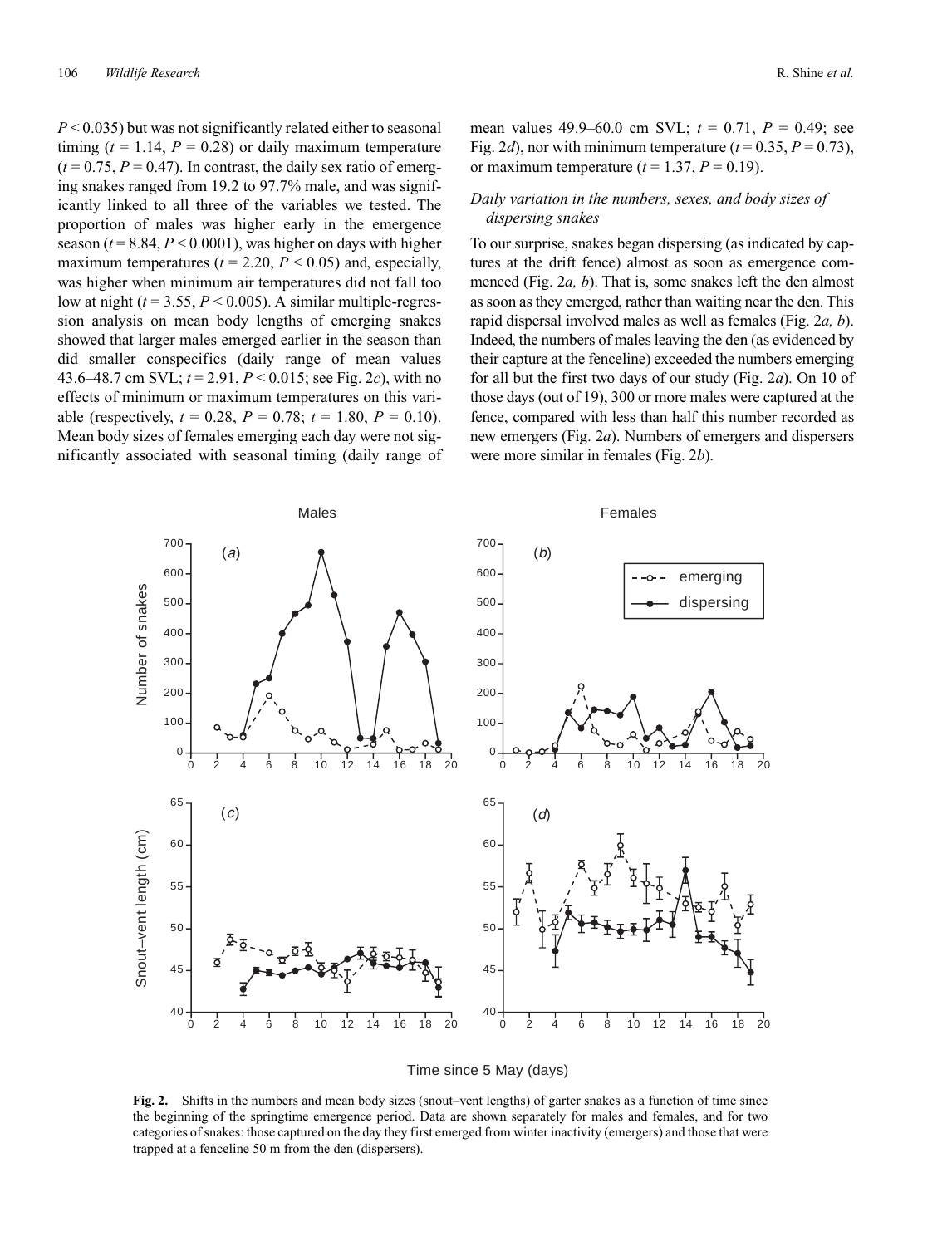$P < 0.035$) but was not significantly related either to seasonal timing ($t = 1.14$, $P = 0.28$) or daily maximum temperature ($t = 0.75$, $P = 0.47$). In contrast, the daily sex ratio of emerging snakes ranged from 19.2 to 97.7% male, and was significantly linked to all three of the variables we tested. The proportion of males was higher early in the emergence season ($t = 8.84$, $P < 0.0001$), was higher on days with higher maximum temperatures ($t = 2.20$, $P < 0.05$) and, especially, was higher when minimum air temperatures did not fall too low at night ($t = 3.55$, $P < 0.005$). A similar multiple-regression analysis on mean body lengths of emerging snakes showed that larger males emerged earlier in the season than did smaller conspecifics (daily range of mean values 43.6–48.7 cm SVL; $t = 2.91$, $P < 0.015$; see Fig. 2*c*), with no effects of minimum or maximum temperatures on this variable (respectively, $t = 0.28$, $P = 0.78$; $t = 1.80$, $P = 0.10$). Mean body sizes of females emerging each day were not significantly associated with seasonal timing (daily range of mean values 49.9–60.0 cm SVL; $t = 0.71$, $P = 0.49$; see Fig. 2*d*), nor with minimum temperature ($t = 0.35$, $P = 0.73$), or maximum temperature ($t = 1.37$, $P = 0.19$).

### *Daily variation in the numbers, sexes, and body sizes of dispersing snakes*

To our surprise, snakes began dispersing (as indicated by captures at the drift fence) almost as soon as emergence commenced (Fig. 2*a, b*). That is, some snakes left the den almost as soon as they emerged, rather than waiting near the den. This rapid dispersal involved males as well as females (Fig. 2*a, b*). Indeed, the numbers of males leaving the den (as evidenced by their capture at the fenceline) exceeded the numbers emerging for all but the first two days of our study (Fig. 2*a*). On 10 of those days (out of 19), 300 or more males were captured at the fence, compared with less than half this number recorded as new emergers (Fig. 2*a*). Numbers of emergers and dispersers were more similar in females (Fig. 2*b*).

**Fig. 2.** Shifts in the numbers and mean body sizes (snout–vent lengths) of garter snakes as a function of time since the beginning of the springtime emergence period. Data are shown separately for males and females, and for two categories of snakes: those captured on the day they first emerged from winter inactivity (emergers) and those that were trapped at a fenceline 50 m from the den (dispersers).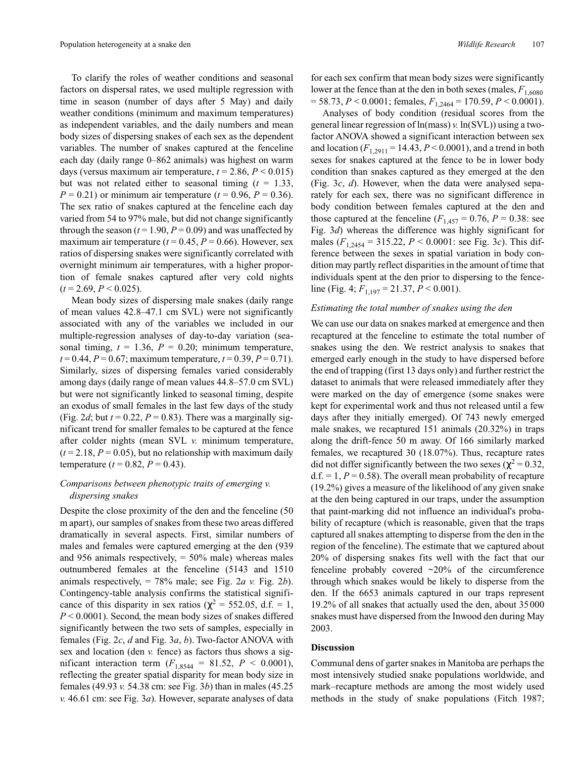To clarify the roles of weather conditions and seasonal factors on dispersal rates, we used multiple regression with time in season (number of days after 5 May) and daily weather conditions (minimum and maximum temperatures) as independent variables, and the daily numbers and mean body sizes of dispersing snakes of each sex as the dependent variables. The number of snakes captured at the fenceline each day (daily range 0–862 animals) was highest on warm days (versus maximum air temperature, $t = 2.86$, $P < 0.015$) but was not related either to seasonal timing ($t = 1.33$, $P = 0.21$) or minimum air temperature ($t = 0.96$, $P = 0.36$). The sex ratio of snakes captured at the fenceline each day varied from 54 to 97% male, but did not change significantly through the season ($t = 1.90$, $P = 0.09$) and was unaffected by maximum air temperature ($t = 0.45$, $P = 0.66$). However, sex ratios of dispersing snakes were significantly correlated with overnight minimum air temperatures, with a higher proportion of female snakes captured after very cold nights ($t = 2.69$, $P < 0.025$).

Mean body sizes of dispersing male snakes (daily range of mean values 42.8–47.1 cm SVL) were not significantly associated with any of the variables we included in our multiple-regression analyses of day-to-day variation (seasonal timing, $t = 1.36$, $P = 0.20$; minimum temperature, $t = 0.44$, $P = 0.67$; maximum temperature, $t = 0.39$, $P = 0.71$). Similarly, sizes of dispersing females varied considerably among days (daily range of mean values 44.8–57.0 cm SVL) but were not significantly linked to seasonal timing, despite an exodus of small females in the last few days of the study (Fig. 2*d*; but $t = 0.22$, $P = 0.83$). There was a marginally significant trend for smaller females to be captured at the fence after colder nights (mean SVL *v.* minimum temperature, ($t = 2.18$, $P = 0.05$), but no relationship with maximum daily temperature ($t = 0.82$, $P = 0.43$).

### *Comparisons between phenotypic traits of emerging v. dispersing snakes*

Despite the close proximity of the den and the fenceline (50 m apart), our samples of snakes from these two areas differed dramatically in several aspects. First, similar numbers of males and females were captured emerging at the den (939 and 956 animals respectively, = 50% male) whereas males outnumbered females at the fenceline (5143 and 1510 animals respectively, = 78% male; see Fig. 2*a v.* Fig. 2*b*). Contingency-table analysis confirms the statistical significance of this disparity in sex ratios ($\chi^2 = 552.05$, d.f. = 1, $P < 0.0001$). Second, the mean body sizes of snakes differed significantly between the two sets of samples, especially in females (Fig. 2*c*, *d* and Fig. 3*a*, *b*). Two-factor ANOVA with sex and location (den *v.* fence) as factors thus shows a significant interaction term ($F_{1,8544} = 81.52$, $P < 0.0001$), reflecting the greater spatial disparity for mean body size in females (49.93 *v.* 54.38 cm: see Fig. 3*b*) than in males (45.25 *v.* 46.61 cm: see Fig. 3*a*). However, separate analyses of data for each sex confirm that mean body sizes were significantly lower at the fence than at the den in both sexes (males, $F_{1,6080} = 58.73$, $P < 0.0001$; females, $F_{1,2464} = 170.59$, $P < 0.0001$).

Analyses of body condition (residual scores from the general linear regression of ln(mass) *v.* ln(SVL)) using a two-factor ANOVA showed a significant interaction between sex and location ($F_{1,2911} = 14.43$, $P < 0.0001$), and a trend in both sexes for snakes captured at the fence to be in lower body condition than snakes captured as they emerged at the den (Fig. 3*c*, *d*). However, when the data were analysed separately for each sex, there was no significant difference in body condition between females captured at the den and those captured at the fenceline ($F_{1,457} = 0.76$, $P = 0.38$: see Fig. 3*d*) whereas the difference was highly significant for males ($F_{1,2454} = 315.22$, $P < 0.0001$: see Fig. 3*c*). This difference between the sexes in spatial variation in body condition may partly reflect disparities in the amount of time that individuals spent at the den prior to dispersing to the fenceline (Fig. 4; $F_{1,197} = 21.37$, $P < 0.001$).

### *Estimating the total number of snakes using the den*

We can use our data on snakes marked at emergence and then recaptured at the fenceline to estimate the total number of snakes using the den. We restrict analysis to snakes that emerged early enough in the study to have dispersed before the end of trapping (first 13 days only) and further restrict the dataset to animals that were released immediately after they were marked on the day of emergence (some snakes were kept for experimental work and thus not released until a few days after they initially emerged). Of 743 newly emerged male snakes, we recaptured 151 animals (20.32%) in traps along the drift-fence 50 m away. Of 166 similarly marked females, we recaptured 30 (18.07%). Thus, recapture rates did not differ significantly between the two sexes ($\chi^2 = 0.32$, d.f. = 1, $P = 0.58$). The overall mean probability of recapture (19.2%) gives a measure of the likelihood of any given snake at the den being captured in our traps, under the assumption that paint-marking did not influence an individual's probability of recapture (which is reasonable, given that the traps captured all snakes attempting to disperse from the den in the region of the fenceline). The estimate that we captured about 20% of dispersing snakes fits well with the fact that our fenceline probably covered ~20% of the circumference through which snakes would be likely to disperse from the den. If the 6653 animals captured in our traps represent 19.2% of all snakes that actually used the den, about 35 000 snakes must have dispersed from the Inwood den during May 2003.

## Discussion

Communal dens of garter snakes in Manitoba are perhaps the most intensively studied snake populations worldwide, and mark–recapture methods are among the most widely used methods in the study of snake populations (Fitch 1987;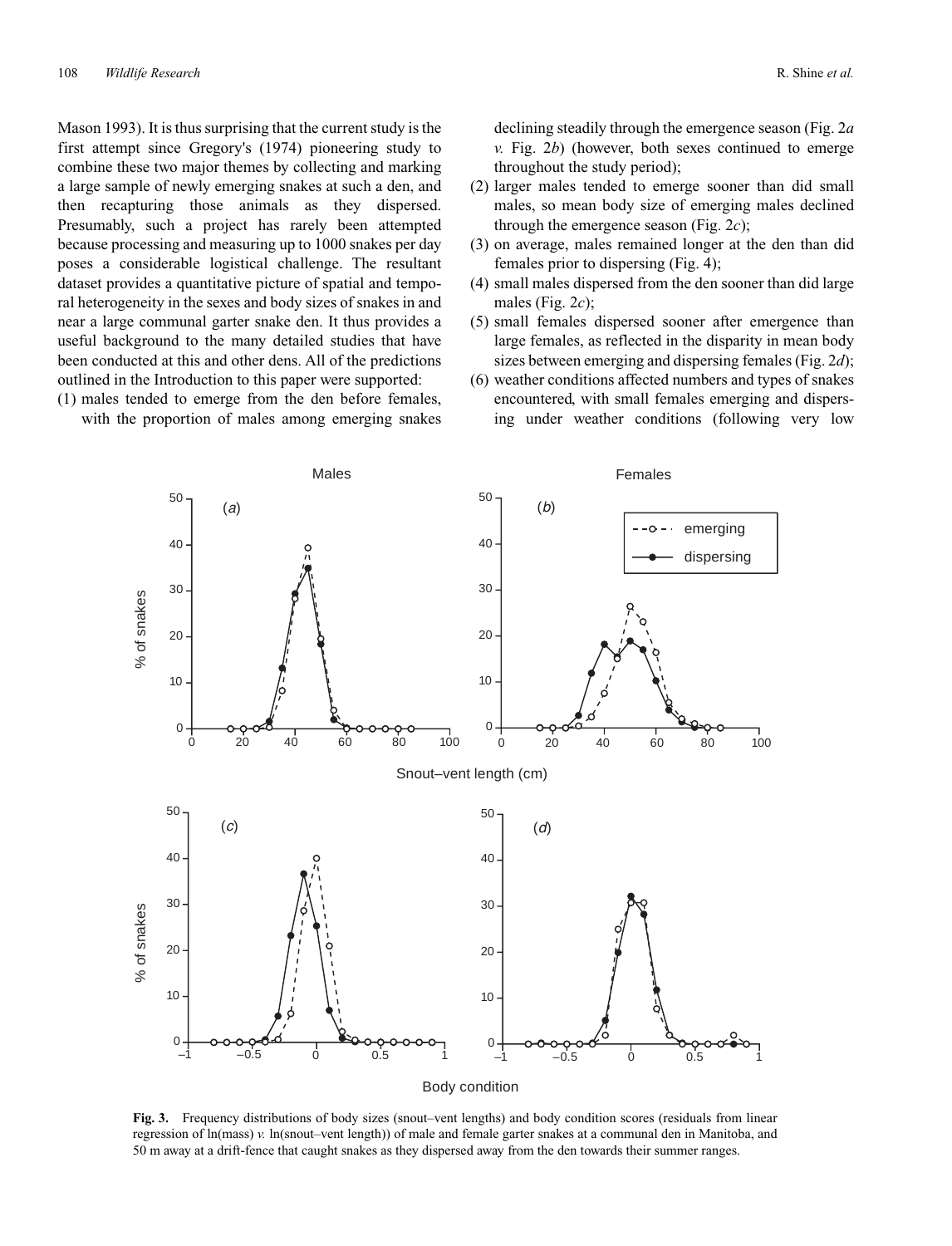Mason 1993). It is thus surprising that the current study is the first attempt since Gregory's (1974) pioneering study to combine these two major themes by collecting and marking a large sample of newly emerging snakes at such a den, and then recapturing those animals as they dispersed. Presumably, such a project has rarely been attempted because processing and measuring up to 1000 snakes per day poses a considerable logistical challenge. The resultant dataset provides a quantitative picture of spatial and temporal heterogeneity in the sexes and body sizes of snakes in and near a large communal garter snake den. It thus provides a useful background to the many detailed studies that have been conducted at this and other dens. All of the predictions outlined in the Introduction to this paper were supported:

(1) males tended to emerge from the den before females, with the proportion of males among emerging snakes declining steadily through the emergence season (Fig. 2*a* *v.* Fig. 2*b*) (however, both sexes continued to emerge throughout the study period);
(2) larger males tended to emerge sooner than did small males, so mean body size of emerging males declined through the emergence season (Fig. 2*c*);
(3) on average, males remained longer at the den than did females prior to dispersing (Fig. 4);
(4) small males dispersed from the den sooner than did large males (Fig. 2*c*);
(5) small females dispersed sooner after emergence than large females, as reflected in the disparity in mean body sizes between emerging and dispersing females (Fig. 2*d*);
(6) weather conditions affected numbers and types of snakes encountered, with small females emerging and dispersing under weather conditions (following very low

**Fig. 3.** Frequency distributions of body sizes (snout–vent lengths) and body condition scores (residuals from linear regression of ln(mass) *v.* ln(snout–vent length)) of male and female garter snakes at a communal den in Manitoba, and 50 m away at a drift-fence that caught snakes as they dispersed away from the den towards their summer ranges.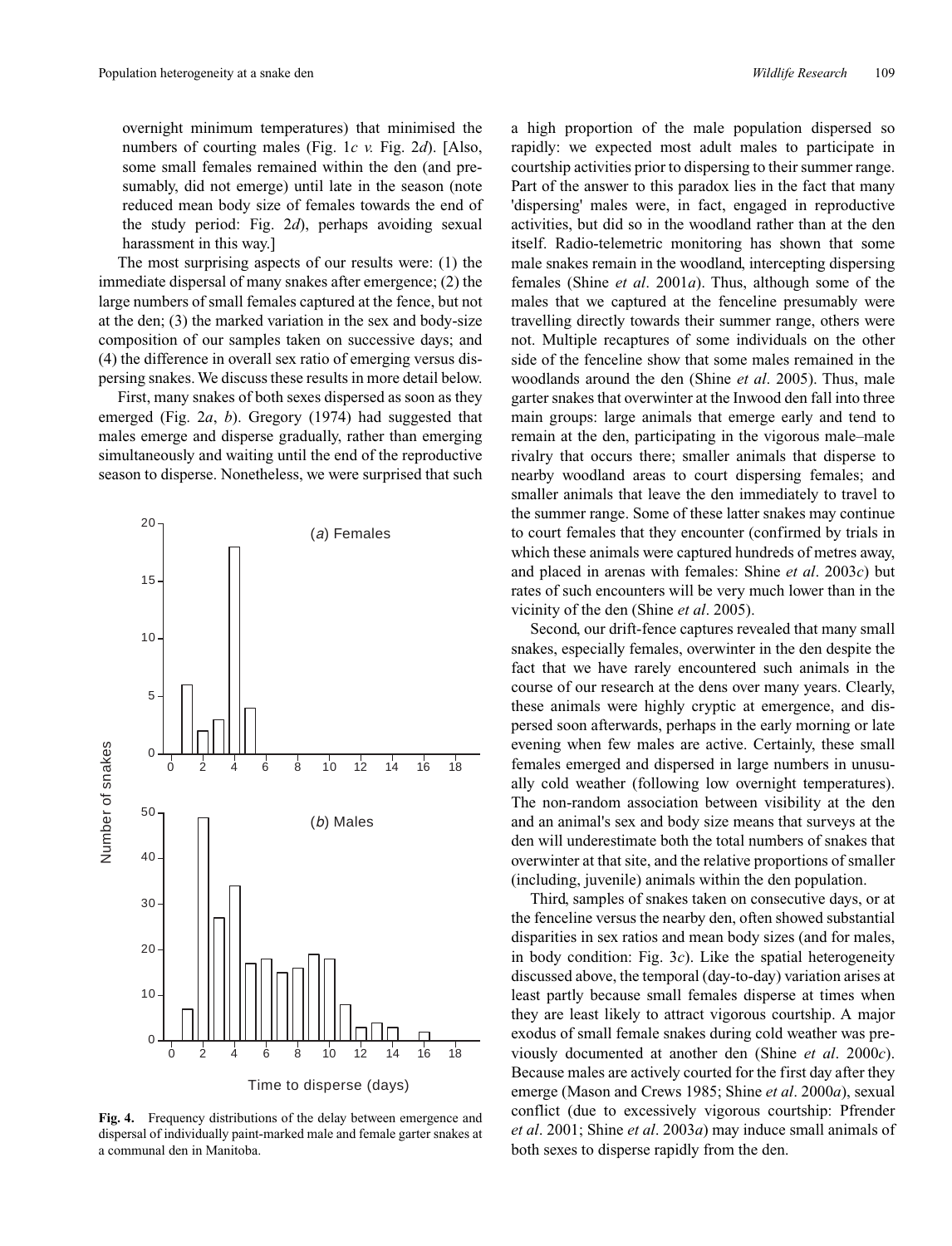overnight minimum temperatures) that minimised the numbers of courting males (Fig. 1*c v.* Fig. 2*d*). [Also, some small females remained within the den (and presumably, did not emerge) until late in the season (note reduced mean body size of females towards the end of the study period: Fig. 2*d*), perhaps avoiding sexual harassment in this way.]

The most surprising aspects of our results were: (1) the immediate dispersal of many snakes after emergence; (2) the large numbers of small females captured at the fence, but not at the den; (3) the marked variation in the sex and body-size composition of our samples taken on successive days; and (4) the difference in overall sex ratio of emerging versus dispersing snakes. We discuss these results in more detail below.

First, many snakes of both sexes dispersed as soon as they emerged (Fig. 2*a*, *b*). Gregory (1974) had suggested that males emerge and disperse gradually, rather than emerging simultaneously and waiting until the end of the reproductive season to disperse. Nonetheless, we were surprised that such a high proportion of the male population dispersed so rapidly: we expected most adult males to participate in courtship activities prior to dispersing to their summer range. Part of the answer to this paradox lies in the fact that many 'dispersing' males were, in fact, engaged in reproductive activities, but did so in the woodland rather than at the den itself. Radio-telemetric monitoring has shown that some male snakes remain in the woodland, intercepting dispersing females (Shine *et al*. 2001*a*). Thus, although some of the males that we captured at the fenceline presumably were travelling directly towards their summer range, others were not. Multiple recaptures of some individuals on the other side of the fenceline show that some males remained in the woodlands around the den (Shine *et al*. 2005). Thus, male garter snakes that overwinter at the Inwood den fall into three main groups: large animals that emerge early and tend to remain at the den, participating in the vigorous male–male rivalry that occurs there; smaller animals that disperse to nearby woodland areas to court dispersing females; and smaller animals that leave the den immediately to travel to the summer range. Some of these latter snakes may continue to court females that they encounter (confirmed by trials in which these animals were captured hundreds of metres away, and placed in arenas with females: Shine *et al*. 2003*c*) but rates of such encounters will be very much lower than in the vicinity of the den (Shine *et al*. 2005).

Second, our drift-fence captures revealed that many small snakes, especially females, overwinter in the den despite the fact that we have rarely encountered such animals in the course of our research at the dens over many years. Clearly, these animals were highly cryptic at emergence, and dispersed soon afterwards, perhaps in the early morning or late evening when few males are active. Certainly, these small females emerged and dispersed in large numbers in unusually cold weather (following low overnight temperatures). The non-random association between visibility at the den and an animal's sex and body size means that surveys at the den will underestimate both the total numbers of snakes that overwinter at that site, and the relative proportions of smaller (including, juvenile) animals within the den population.

Third, samples of snakes taken on consecutive days, or at the fenceline versus the nearby den, often showed substantial disparities in sex ratios and mean body sizes (and for males, in body condition: Fig. 3*c*). Like the spatial heterogeneity discussed above, the temporal (day-to-day) variation arises at least partly because small females disperse at times when they are least likely to attract vigorous courtship. A major exodus of small female snakes during cold weather was previously documented at another den (Shine *et al*. 2000*c*). Because males are actively courted for the first day after they emerge (Mason and Crews 1985; Shine *et al*. 2000*a*), sexual conflict (due to excessively vigorous courtship: Pfrender *et al*. 2001; Shine *et al*. 2003*a*) may induce small animals of both sexes to disperse rapidly from the den.

**Fig. 4.** Frequency distributions of the delay between emergence and dispersal of individually paint-marked male and female garter snakes at a communal den in Manitoba.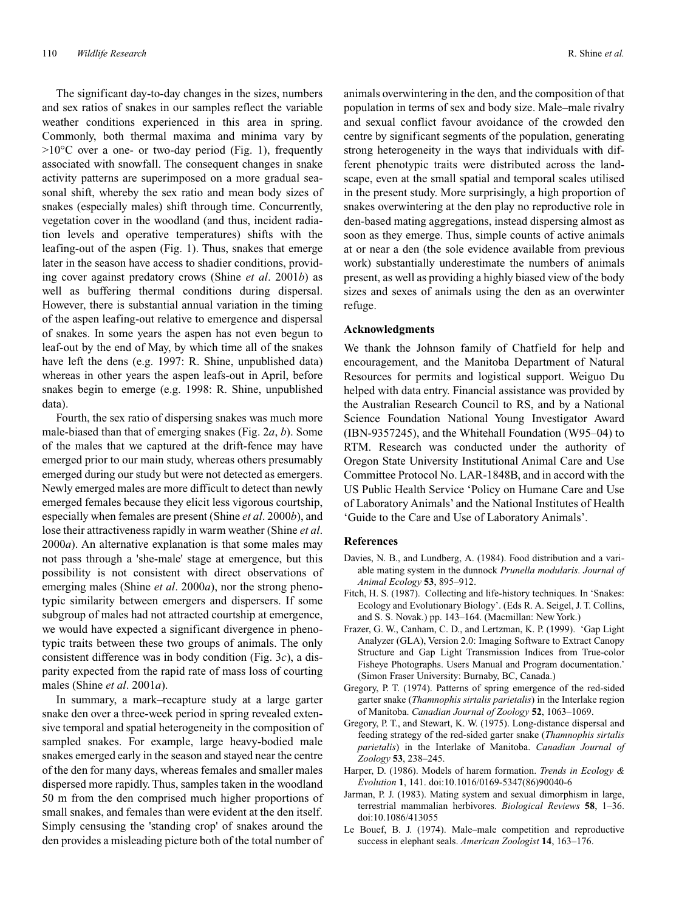The significant day-to-day changes in the sizes, numbers and sex ratios of snakes in our samples reflect the variable weather conditions experienced in this area in spring. Commonly, both thermal maxima and minima vary by >10°C over a one- or two-day period (Fig. 1), frequently associated with snowfall. The consequent changes in snake activity patterns are superimposed on a more gradual seasonal shift, whereby the sex ratio and mean body sizes of snakes (especially males) shift through time. Concurrently, vegetation cover in the woodland (and thus, incident radiation levels and operative temperatures) shifts with the leafing-out of the aspen (Fig. 1). Thus, snakes that emerge later in the season have access to shadier conditions, providing cover against predatory crows (Shine *et al*. 2001*b*) as well as buffering thermal conditions during dispersal. However, there is substantial annual variation in the timing of the aspen leafing-out relative to emergence and dispersal of snakes. In some years the aspen has not even begun to leaf-out by the end of May, by which time all of the snakes have left the dens (e.g. 1997: R. Shine, unpublished data) whereas in other years the aspen leafs-out in April, before snakes begin to emerge (e.g. 1998: R. Shine, unpublished data).

Fourth, the sex ratio of dispersing snakes was much more male-biased than that of emerging snakes (Fig. 2*a*, *b*). Some of the males that we captured at the drift-fence may have emerged prior to our main study, whereas others presumably emerged during our study but were not detected as emergers. Newly emerged males are more difficult to detect than newly emerged females because they elicit less vigorous courtship, especially when females are present (Shine *et al*. 2000*b*), and lose their attractiveness rapidly in warm weather (Shine *et al*. 2000*a*). An alternative explanation is that some males may not pass through a 'she-male' stage at emergence, but this possibility is not consistent with direct observations of emerging males (Shine *et al*. 2000*a*), nor the strong phenotypic similarity between emergers and dispersers. If some subgroup of males had not attracted courtship at emergence, we would have expected a significant divergence in phenotypic traits between these two groups of animals. The only consistent difference was in body condition (Fig. 3*c*), a disparity expected from the rapid rate of mass loss of courting males (Shine *et al*. 2001*a*).

In summary, a mark–recapture study at a large garter snake den over a three-week period in spring revealed extensive temporal and spatial heterogeneity in the composition of sampled snakes. For example, large heavy-bodied male snakes emerged early in the season and stayed near the centre of the den for many days, whereas females and smaller males dispersed more rapidly. Thus, samples taken in the woodland 50 m from the den comprised much higher proportions of small snakes, and females than were evident at the den itself. Simply censusing the 'standing crop' of snakes around the den provides a misleading picture both of the total number of animals overwintering in the den, and the composition of that population in terms of sex and body size. Male–male rivalry and sexual conflict favour avoidance of the crowded den centre by significant segments of the population, generating strong heterogeneity in the ways that individuals with different phenotypic traits were distributed across the landscape, even at the small spatial and temporal scales utilised in the present study. More surprisingly, a high proportion of snakes overwintering at the den play no reproductive role in den-based mating aggregations, instead dispersing almost as soon as they emerge. Thus, simple counts of active animals at or near a den (the sole evidence available from previous work) substantially underestimate the numbers of animals present, as well as providing a highly biased view of the body sizes and sexes of animals using the den as an overwinter refuge.

## Acknowledgments

We thank the Johnson family of Chatfield for help and encouragement, and the Manitoba Department of Natural Resources for permits and logistical support. Weiguo Du helped with data entry. Financial assistance was provided by the Australian Research Council to RS, and by a National Science Foundation National Young Investigator Award (IBN-9357245), and the Whitehall Foundation (W95–04) to RTM. Research was conducted under the authority of Oregon State University Institutional Animal Care and Use Committee Protocol No. LAR-1848B, and in accord with the US Public Health Service 'Policy on Humane Care and Use of Laboratory Animals' and the National Institutes of Health 'Guide to the Care and Use of Laboratory Animals'.

## References

Davies, N. B., and Lundberg, A. (1984). Food distribution and a variable mating system in the dunnock *Prunella modularis*. *Journal of Animal Ecology* **53**, 895–912.

Fitch, H. S. (1987). Collecting and life-history techniques. In 'Snakes: Ecology and Evolutionary Biology'. (Eds R. A. Seigel, J. T. Collins, and S. S. Novak.) pp. 143–164. (Macmillan: New York.)

Frazer, G. W., Canham, C. D., and Lertzman, K. P. (1999). 'Gap Light Analyzer (GLA), Version 2.0: Imaging Software to Extract Canopy Structure and Gap Light Transmission Indices from True-color Fisheye Photographs. Users Manual and Program documentation.' (Simon Fraser University: Burnaby, BC, Canada.)

Gregory, P. T. (1974). Patterns of spring emergence of the red-sided garter snake (*Thamnophis sirtalis parietalis*) in the Interlake region of Manitoba. *Canadian Journal of Zoology* **52**, 1063–1069.

Gregory, P. T., and Stewart, K. W. (1975). Long-distance dispersal and feeding strategy of the red-sided garter snake (*Thamnophis sirtalis parietalis*) in the Interlake of Manitoba. *Canadian Journal of Zoology* **53**, 238–245.

Harper, D. (1986). Models of harem formation. *Trends in Ecology & Evolution* **1**, 141. doi:10.1016/0169-5347(86)90040-6

Jarman, P. J. (1983). Mating system and sexual dimorphism in large, terrestrial mammalian herbivores. *Biological Reviews* **58**, 1–36. doi:10.1086/413055

Le Bouef, B. J. (1974). Male–male competition and reproductive success in elephant seals. *American Zoologist* **14**, 163–176.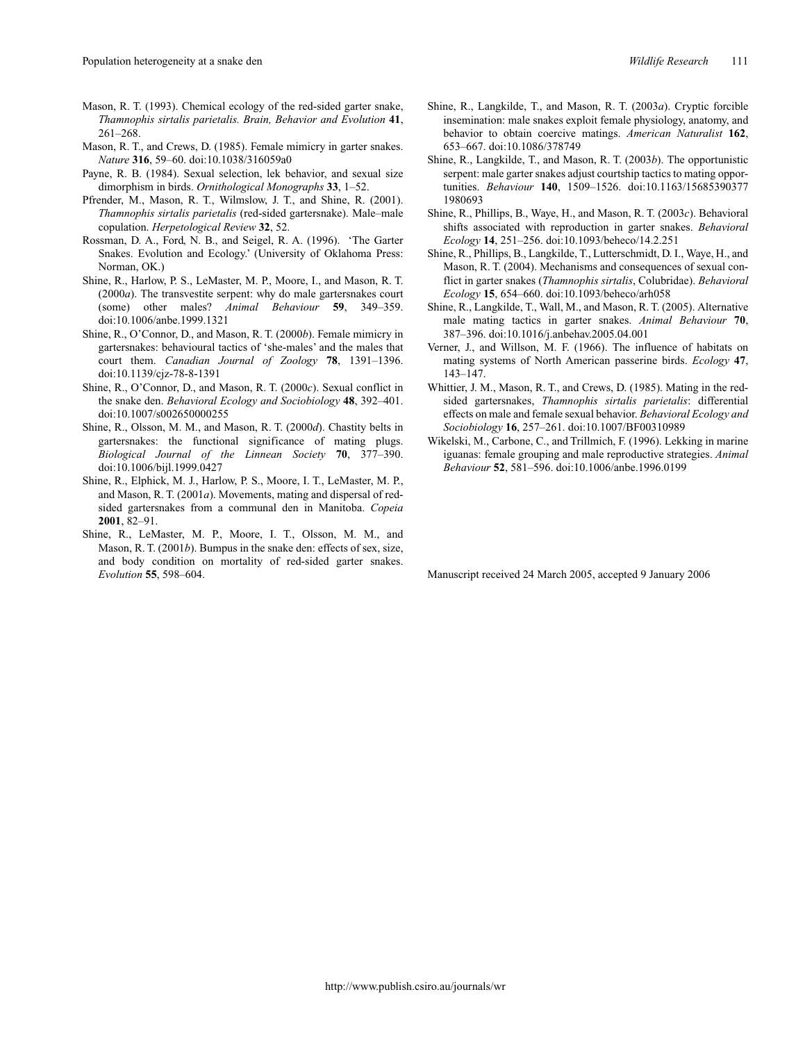Mason, R. T. (1993). Chemical ecology of the red-sided garter snake, *Thamnophis sirtalis parietalis. Brain, Behavior and Evolution* **41**, 261–268.

Mason, R. T., and Crews, D. (1985). Female mimicry in garter snakes. *Nature* **316**, 59–60. doi:10.1038/316059a0

Payne, R. B. (1984). Sexual selection, lek behavior, and sexual size dimorphism in birds. *Ornithological Monographs* **33**, 1–52.

Pfrender, M., Mason, R. T., Wilmslow, J. T., and Shine, R. (2001). *Thamnophis sirtalis parietalis* (red-sided gartersnake). Male–male copulation. *Herpetological Review* **32**, 52.

Rossman, D. A., Ford, N. B., and Seigel, R. A. (1996). 'The Garter Snakes. Evolution and Ecology.' (University of Oklahoma Press: Norman, OK.)

Shine, R., Harlow, P. S., LeMaster, M. P., Moore, I., and Mason, R. T. (2000*a*). The transvestite serpent: why do male gartersnakes court (some) other males? *Animal Behaviour* **59**, 349–359. doi:10.1006/anbe.1999.1321

Shine, R., O'Connor, D., and Mason, R. T. (2000*b*). Female mimicry in gartersnakes: behavioural tactics of 'she-males' and the males that court them. *Canadian Journal of Zoology* **78**, 1391–1396. doi:10.1139/cjz-78-8-1391

Shine, R., O'Connor, D., and Mason, R. T. (2000*c*). Sexual conflict in the snake den. *Behavioral Ecology and Sociobiology* **48**, 392–401. doi:10.1007/s002650000255

Shine, R., Olsson, M. M., and Mason, R. T. (2000*d*). Chastity belts in gartersnakes: the functional significance of mating plugs. *Biological Journal of the Linnean Society* **70**, 377–390. doi:10.1006/bijl.1999.0427

Shine, R., Elphick, M. J., Harlow, P. S., Moore, I. T., LeMaster, M. P., and Mason, R. T. (2001*a*). Movements, mating and dispersal of red-sided gartersnakes from a communal den in Manitoba. *Copeia* **2001**, 82–91.

Shine, R., LeMaster, M. P., Moore, I. T., Olsson, M. M., and Mason, R. T. (2001*b*). Bumpus in the snake den: effects of sex, size, and body condition on mortality of red-sided garter snakes. *Evolution* **55**, 598–604.

Shine, R., Langkilde, T., and Mason, R. T. (2003*a*). Cryptic forcible insemination: male snakes exploit female physiology, anatomy, and behavior to obtain coercive matings. *American Naturalist* **162**, 653–667. doi:10.1086/378749

Shine, R., Langkilde, T., and Mason, R. T. (2003*b*). The opportunistic serpent: male garter snakes adjust courtship tactics to mating opportunities. *Behaviour* **140**, 1509–1526. doi:10.1163/156853903771980693

Shine, R., Phillips, B., Waye, H., and Mason, R. T. (2003*c*). Behavioral shifts associated with reproduction in garter snakes. *Behavioral Ecology* **14**, 251–256. doi:10.1093/beheco/14.2.251

Shine, R., Phillips, B., Langkilde, T., Lutterschmidt, D. I., Waye, H., and Mason, R. T. (2004). Mechanisms and consequences of sexual conflict in garter snakes (*Thamnophis sirtalis*, Colubridae). *Behavioral Ecology* **15**, 654–660. doi:10.1093/beheco/arh058

Shine, R., Langkilde, T., Wall, M., and Mason, R. T. (2005). Alternative male mating tactics in garter snakes. *Animal Behaviour* **70**, 387–396. doi:10.1016/j.anbehav.2005.04.001

Verner, J., and Willson, M. F. (1966). The influence of habitats on mating systems of North American passerine birds. *Ecology* **47**, 143–147.

Whittier, J. M., Mason, R. T., and Crews, D. (1985). Mating in the red-sided gartersnakes, *Thamnophis sirtalis parietalis*: differential effects on male and female sexual behavior. *Behavioral Ecology and Sociobiology* **16**, 257–261. doi:10.1007/BF00310989

Wikelski, M., Carbone, C., and Trillmich, F. (1996). Lekking in marine iguanas: female grouping and male reproductive strategies. *Animal Behaviour* **52**, 581–596. doi:10.1006/anbe.1996.0199

Manuscript received 24 March 2005, accepted 9 January 2006